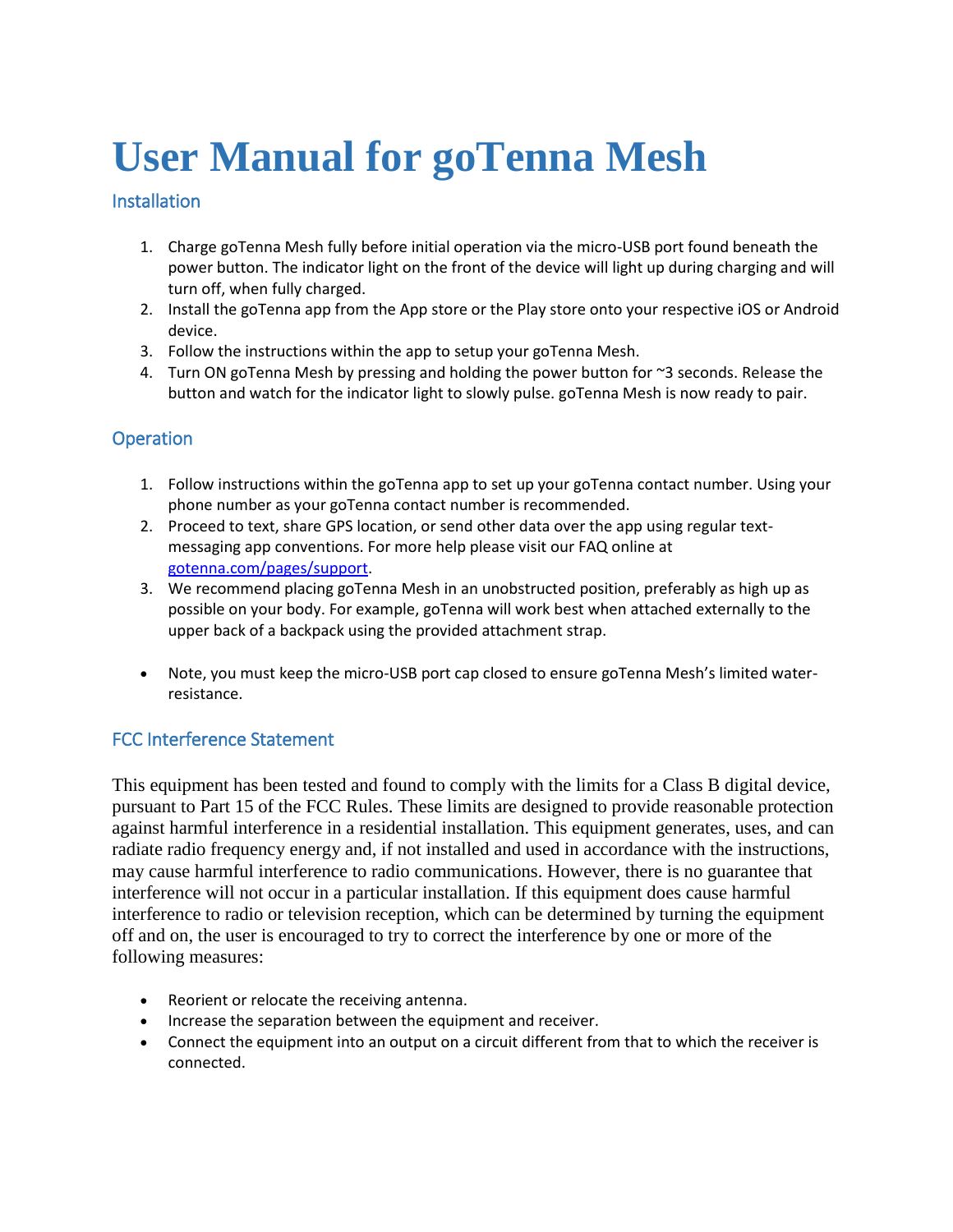# User Manual for goTenna Mesh

## Installation

1. Charge goTenna Mesh fully before initial operation via the micro-USB port found beneath the power button. The indicator light on the front of the device will light up during charging and will turn off, when fully charged.
2. Install the goTenna app from the App store or the Play store onto your respective iOS or Android device.
3. Follow the instructions within the app to setup your goTenna Mesh.
4. Turn ON goTenna Mesh by pressing and holding the power button for ~3 seconds. Release the button and watch for the indicator light to slowly pulse. goTenna Mesh is now ready to pair.

## Operation

1. Follow instructions within the goTenna app to set up your goTenna contact number. Using your phone number as your goTenna contact number is recommended.
2. Proceed to text, share GPS location, or send other data over the app using regular text-messaging app conventions. For more help please visit our FAQ online at [gotenna.com/pages/support](gotenna.com/pages/support).
3. We recommend placing goTenna Mesh in an unobstructed position, preferably as high up as possible on your body. For example, goTenna will work best when attached externally to the upper back of a backpack using the provided attachment strap.

- Note, you must keep the micro-USB port cap closed to ensure goTenna Mesh's limited water-resistance.

## FCC Interference Statement

This equipment has been tested and found to comply with the limits for a Class B digital device, pursuant to Part 15 of the FCC Rules. These limits are designed to provide reasonable protection against harmful interference in a residential installation. This equipment generates, uses, and can radiate radio frequency energy and, if not installed and used in accordance with the instructions, may cause harmful interference to radio communications. However, there is no guarantee that interference will not occur in a particular installation. If this equipment does cause harmful interference to radio or television reception, which can be determined by turning the equipment off and on, the user is encouraged to try to correct the interference by one or more of the following measures:

- Reorient or relocate the receiving antenna.
- Increase the separation between the equipment and receiver.
- Connect the equipment into an output on a circuit different from that to which the receiver is connected.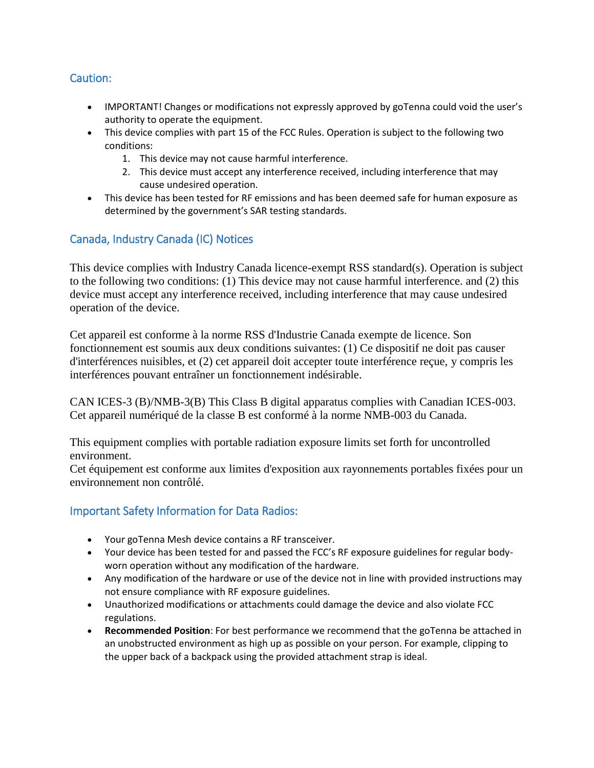## Caution:

- IMPORTANT! Changes or modifications not expressly approved by goTenna could void the user's authority to operate the equipment.
- This device complies with part 15 of the FCC Rules. Operation is subject to the following two conditions:
  1. This device may not cause harmful interference.
  2. This device must accept any interference received, including interference that may cause undesired operation.
- This device has been tested for RF emissions and has been deemed safe for human exposure as determined by the government's SAR testing standards.

## Canada, Industry Canada (IC) Notices

This device complies with Industry Canada licence-exempt RSS standard(s). Operation is subject to the following two conditions: (1) This device may not cause harmful interference. and (2) this device must accept any interference received, including interference that may cause undesired operation of the device.

Cet appareil est conforme à la norme RSS d'Industrie Canada exempte de licence. Son fonctionnement est soumis aux deux conditions suivantes: (1) Ce dispositif ne doit pas causer d'interférences nuisibles, et (2) cet appareil doit accepter toute interférence reçue, y compris les interférences pouvant entraîner un fonctionnement indésirable.

CAN ICES-3 (B)/NMB-3(B) This Class B digital apparatus complies with Canadian ICES-003. Cet appareil numériqué de la classe B est conformé à la norme NMB-003 du Canada.

This equipment complies with portable radiation exposure limits set forth for uncontrolled environment.
Cet équipement est conforme aux limites d'exposition aux rayonnements portables fixées pour un environnement non contrôlé.

## Important Safety Information for Data Radios:

- Your goTenna Mesh device contains a RF transceiver.
- Your device has been tested for and passed the FCC's RF exposure guidelines for regular body-worn operation without any modification of the hardware.
- Any modification of the hardware or use of the device not in line with provided instructions may not ensure compliance with RF exposure guidelines.
- Unauthorized modifications or attachments could damage the device and also violate FCC regulations.
- **Recommended Position**: For best performance we recommend that the goTenna be attached in an unobstructed environment as high up as possible on your person. For example, clipping to the upper back of a backpack using the provided attachment strap is ideal.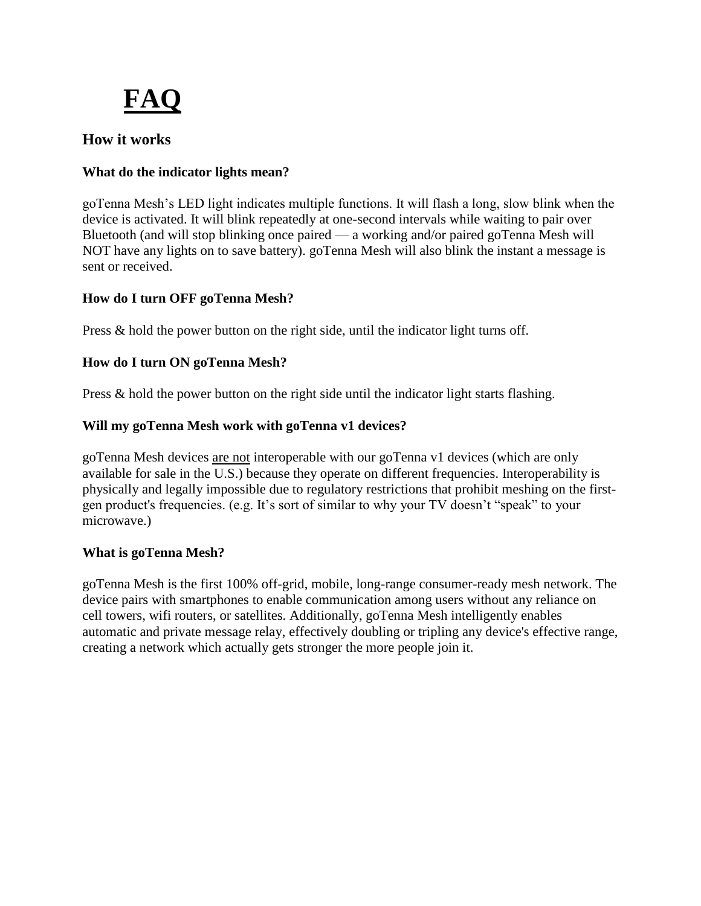# FAQ

## How it works

### What do the indicator lights mean?

goTenna Mesh's LED light indicates multiple functions. It will flash a long, slow blink when the device is activated. It will blink repeatedly at one-second intervals while waiting to pair over Bluetooth (and will stop blinking once paired — a working and/or paired goTenna Mesh will NOT have any lights on to save battery). goTenna Mesh will also blink the instant a message is sent or received.

### How do I turn OFF goTenna Mesh?

Press & hold the power button on the right side, until the indicator light turns off.

### How do I turn ON goTenna Mesh?

Press & hold the power button on the right side until the indicator light starts flashing.

### Will my goTenna Mesh work with goTenna v1 devices?

goTenna Mesh devices <u>are not</u> interoperable with our goTenna v1 devices (which are only available for sale in the U.S.) because they operate on different frequencies. Interoperability is physically and legally impossible due to regulatory restrictions that prohibit meshing on the first-gen product's frequencies. (e.g. It's sort of similar to why your TV doesn't "speak" to your microwave.)

### What is goTenna Mesh?

goTenna Mesh is the first 100% off-grid, mobile, long-range consumer-ready mesh network. The device pairs with smartphones to enable communication among users without any reliance on cell towers, wifi routers, or satellites. Additionally, goTenna Mesh intelligently enables automatic and private message relay, effectively doubling or tripling any device's effective range, creating a network which actually gets stronger the more people join it.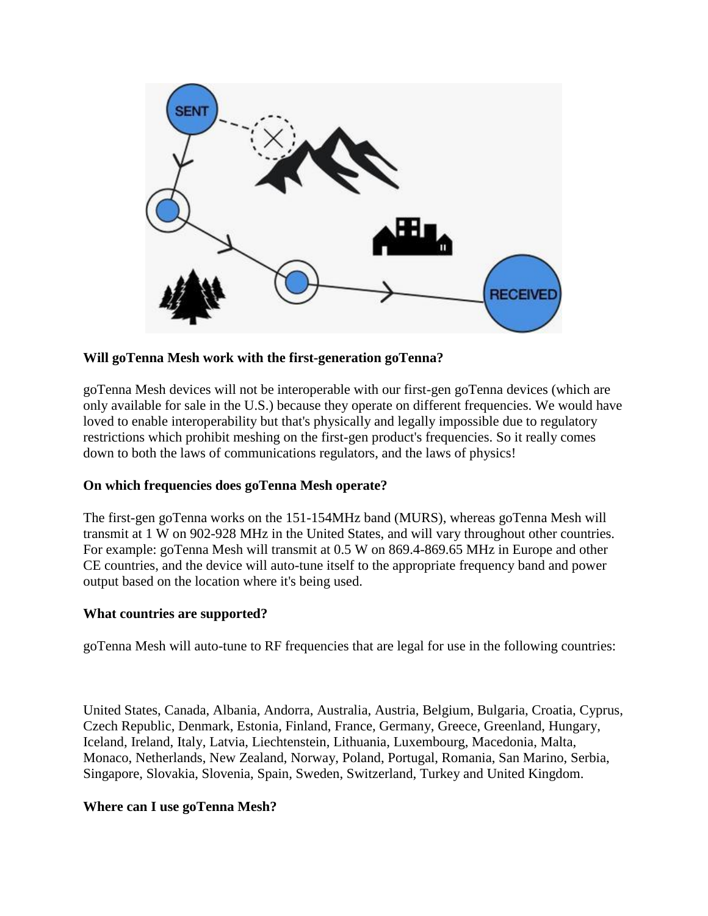**Will goTenna Mesh work with the first-generation goTenna?**

goTenna Mesh devices will not be interoperable with our first-gen goTenna devices (which are only available for sale in the U.S.) because they operate on different frequencies. We would have loved to enable interoperability but that's physically and legally impossible due to regulatory restrictions which prohibit meshing on the first-gen product's frequencies. So it really comes down to both the laws of communications regulators, and the laws of physics!

**On which frequencies does goTenna Mesh operate?**

The first-gen goTenna works on the 151-154MHz band (MURS), whereas goTenna Mesh will transmit at 1 W on 902-928 MHz in the United States, and will vary throughout other countries. For example: goTenna Mesh will transmit at 0.5 W on 869.4-869.65 MHz in Europe and other CE countries, and the device will auto-tune itself to the appropriate frequency band and power output based on the location where it's being used.

**What countries are supported?**

goTenna Mesh will auto-tune to RF frequencies that are legal for use in the following countries:

United States, Canada, Albania, Andorra, Australia, Austria, Belgium, Bulgaria, Croatia, Cyprus, Czech Republic, Denmark, Estonia, Finland, France, Germany, Greece, Greenland, Hungary, Iceland, Ireland, Italy, Latvia, Liechtenstein, Lithuania, Luxembourg, Macedonia, Malta, Monaco, Netherlands, New Zealand, Norway, Poland, Portugal, Romania, San Marino, Serbia, Singapore, Slovakia, Slovenia, Spain, Sweden, Switzerland, Turkey and United Kingdom.

**Where can I use goTenna Mesh?**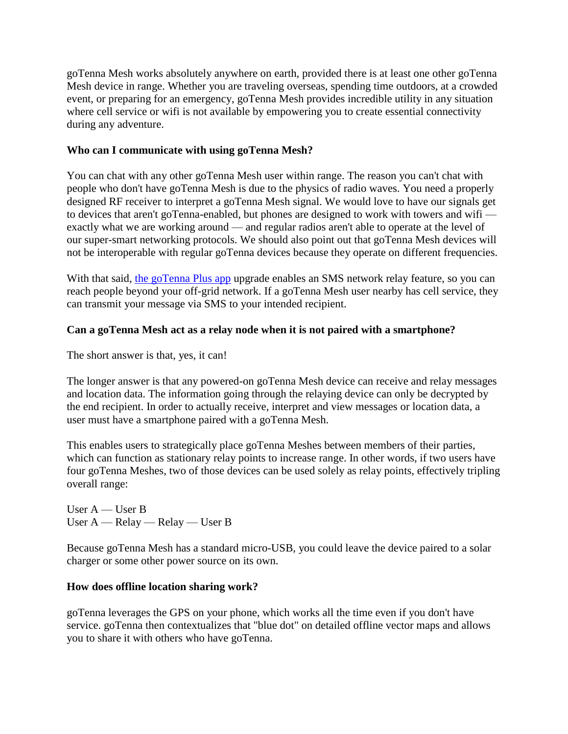goTenna Mesh works absolutely anywhere on earth, provided there is at least one other goTenna Mesh device in range. Whether you are traveling overseas, spending time outdoors, at a crowded event, or preparing for an emergency, goTenna Mesh provides incredible utility in any situation where cell service or wifi is not available by empowering you to create essential connectivity during any adventure.

**Who can I communicate with using goTenna Mesh?**

You can chat with any other goTenna Mesh user within range. The reason you can't chat with people who don't have goTenna Mesh is due to the physics of radio waves. You need a properly designed RF receiver to interpret a goTenna Mesh signal. We would love to have our signals get to devices that aren't goTenna-enabled, but phones are designed to work with towers and wifi — exactly what we are working around — and regular radios aren't able to operate at the level of our super-smart networking protocols. We should also point out that goTenna Mesh devices will not be interoperable with regular goTenna devices because they operate on different frequencies.

With that said, [the goTenna Plus app](#) upgrade enables an SMS network relay feature, so you can reach people beyond your off-grid network. If a goTenna Mesh user nearby has cell service, they can transmit your message via SMS to your intended recipient.

**Can a goTenna Mesh act as a relay node when it is not paired with a smartphone?**

The short answer is that, yes, it can!

The longer answer is that any powered-on goTenna Mesh device can receive and relay messages and location data. The information going through the relaying device can only be decrypted by the end recipient. In order to actually receive, interpret and view messages or location data, a user must have a smartphone paired with a goTenna Mesh.

This enables users to strategically place goTenna Meshes between members of their parties, which can function as stationary relay points to increase range. In other words, if two users have four goTenna Meshes, two of those devices can be used solely as relay points, effectively tripling overall range:

User A — User B
User A — Relay — Relay — User B

Because goTenna Mesh has a standard micro-USB, you could leave the device paired to a solar charger or some other power source on its own.

**How does offline location sharing work?**

goTenna leverages the GPS on your phone, which works all the time even if you don't have service. goTenna then contextualizes that "blue dot" on detailed offline vector maps and allows you to share it with others who have goTenna.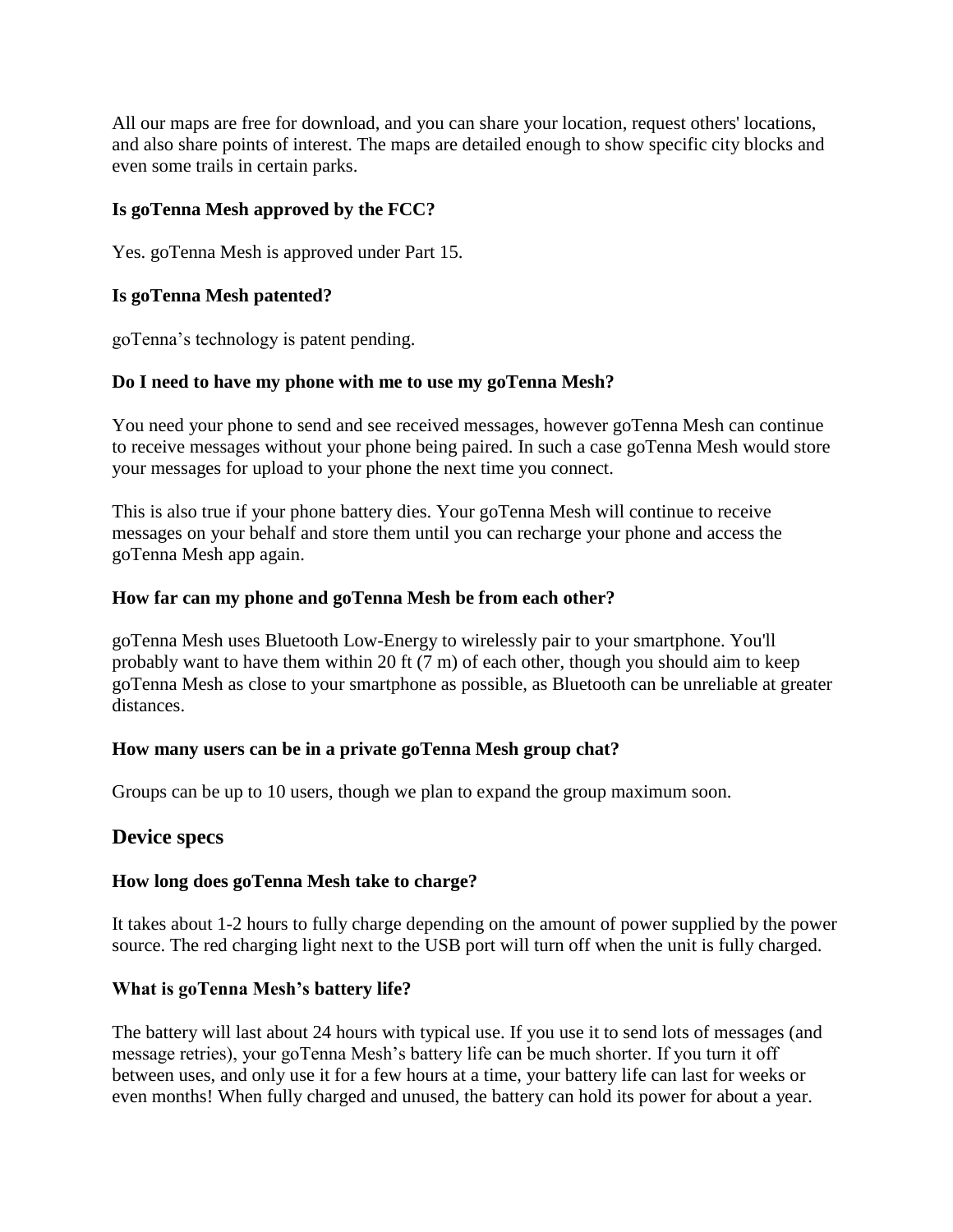All our maps are free for download, and you can share your location, request others' locations, and also share points of interest. The maps are detailed enough to show specific city blocks and even some trails in certain parks.

### Is goTenna Mesh approved by the FCC?

Yes. goTenna Mesh is approved under Part 15.

### Is goTenna Mesh patented?

goTenna's technology is patent pending.

### Do I need to have my phone with me to use my goTenna Mesh?

You need your phone to send and see received messages, however goTenna Mesh can continue to receive messages without your phone being paired. In such a case goTenna Mesh would store your messages for upload to your phone the next time you connect.

This is also true if your phone battery dies. Your goTenna Mesh will continue to receive messages on your behalf and store them until you can recharge your phone and access the goTenna Mesh app again.

### How far can my phone and goTenna Mesh be from each other?

goTenna Mesh uses Bluetooth Low-Energy to wirelessly pair to your smartphone. You'll probably want to have them within 20 ft (7 m) of each other, though you should aim to keep goTenna Mesh as close to your smartphone as possible, as Bluetooth can be unreliable at greater distances.

### How many users can be in a private goTenna Mesh group chat?

Groups can be up to 10 users, though we plan to expand the group maximum soon.

## Device specs

### How long does goTenna Mesh take to charge?

It takes about 1-2 hours to fully charge depending on the amount of power supplied by the power source. The red charging light next to the USB port will turn off when the unit is fully charged.

### What is goTenna Mesh's battery life?

The battery will last about 24 hours with typical use. If you use it to send lots of messages (and message retries), your goTenna Mesh's battery life can be much shorter. If you turn it off between uses, and only use it for a few hours at a time, your battery life can last for weeks or even months! When fully charged and unused, the battery can hold its power for about a year.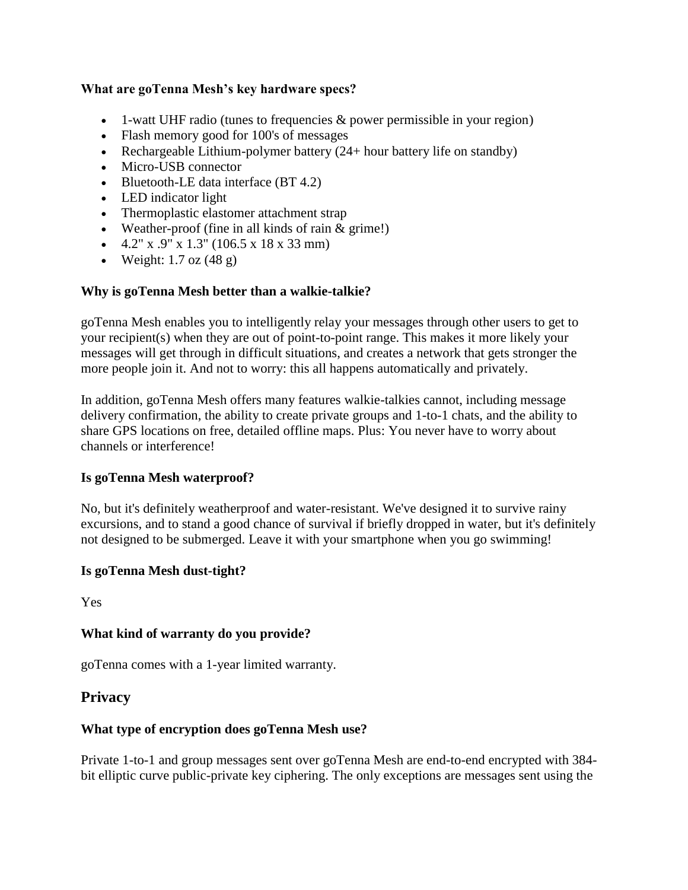### What are goTenna Mesh's key hardware specs?

- 1-watt UHF radio (tunes to frequencies & power permissible in your region)
- Flash memory good for 100's of messages
- Rechargeable Lithium-polymer battery (24+ hour battery life on standby)
- Micro-USB connector
- Bluetooth-LE data interface (BT 4.2)
- LED indicator light
- Thermoplastic elastomer attachment strap
- Weather-proof (fine in all kinds of rain & grime!)
- 4.2" x .9" x 1.3" (106.5 x 18 x 33 mm)
- Weight: 1.7 oz (48 g)

### Why is goTenna Mesh better than a walkie-talkie?

goTenna Mesh enables you to intelligently relay your messages through other users to get to your recipient(s) when they are out of point-to-point range. This makes it more likely your messages will get through in difficult situations, and creates a network that gets stronger the more people join it. And not to worry: this all happens automatically and privately.

In addition, goTenna Mesh offers many features walkie-talkies cannot, including message delivery confirmation, the ability to create private groups and 1-to-1 chats, and the ability to share GPS locations on free, detailed offline maps. Plus: You never have to worry about channels or interference!

### Is goTenna Mesh waterproof?

No, but it's definitely weatherproof and water-resistant. We've designed it to survive rainy excursions, and to stand a good chance of survival if briefly dropped in water, but it's definitely not designed to be submerged. Leave it with your smartphone when you go swimming!

### Is goTenna Mesh dust-tight?

Yes

### What kind of warranty do you provide?

goTenna comes with a 1-year limited warranty.

## Privacy

### What type of encryption does goTenna Mesh use?

Private 1-to-1 and group messages sent over goTenna Mesh are end-to-end encrypted with 384-bit elliptic curve public-private key ciphering. The only exceptions are messages sent using the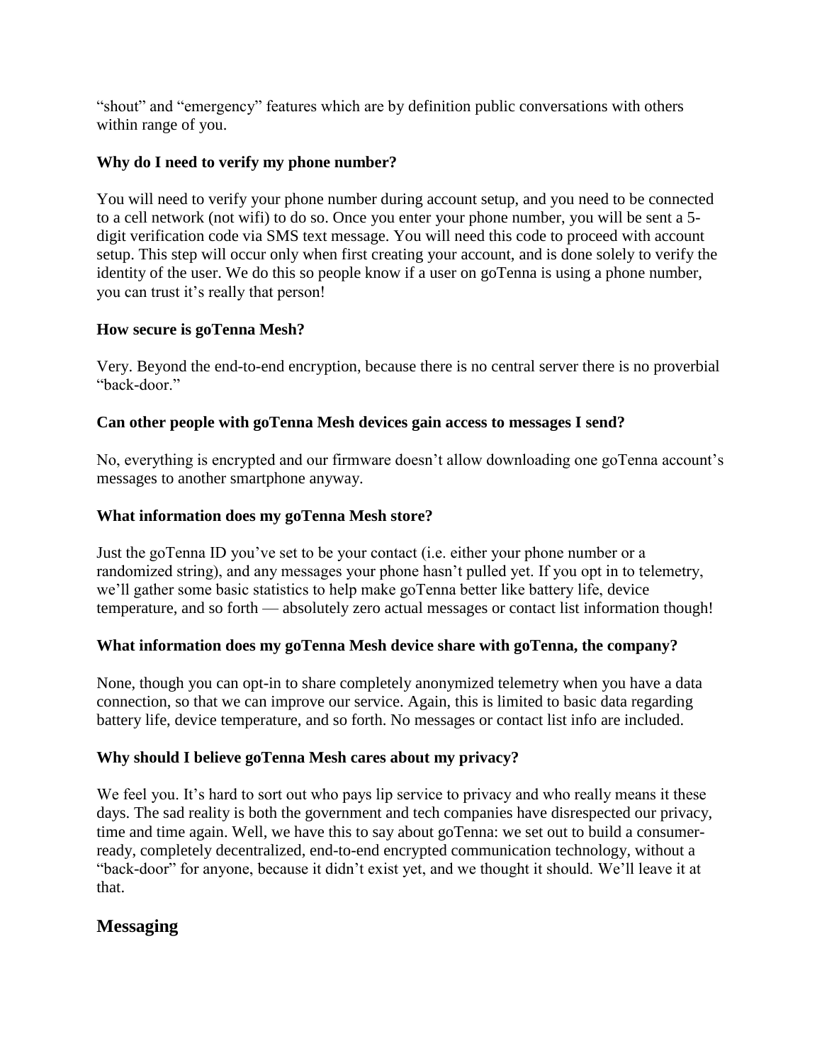"shout" and "emergency" features which are by definition public conversations with others within range of you.

**Why do I need to verify my phone number?**

You will need to verify your phone number during account setup, and you need to be connected to a cell network (not wifi) to do so. Once you enter your phone number, you will be sent a 5-digit verification code via SMS text message. You will need this code to proceed with account setup. This step will occur only when first creating your account, and is done solely to verify the identity of the user. We do this so people know if a user on goTenna is using a phone number, you can trust it's really that person!

**How secure is goTenna Mesh?**

Very. Beyond the end-to-end encryption, because there is no central server there is no proverbial "back-door."

**Can other people with goTenna Mesh devices gain access to messages I send?**

No, everything is encrypted and our firmware doesn't allow downloading one goTenna account's messages to another smartphone anyway.

**What information does my goTenna Mesh store?**

Just the goTenna ID you've set to be your contact (i.e. either your phone number or a randomized string), and any messages your phone hasn't pulled yet. If you opt in to telemetry, we'll gather some basic statistics to help make goTenna better like battery life, device temperature, and so forth — absolutely zero actual messages or contact list information though!

**What information does my goTenna Mesh device share with goTenna, the company?**

None, though you can opt-in to share completely anonymized telemetry when you have a data connection, so that we can improve our service. Again, this is limited to basic data regarding battery life, device temperature, and so forth. No messages or contact list info are included.

**Why should I believe goTenna Mesh cares about my privacy?**

We feel you. It's hard to sort out who pays lip service to privacy and who really means it these days. The sad reality is both the government and tech companies have disrespected our privacy, time and time again. Well, we have this to say about goTenna: we set out to build a consumer-ready, completely decentralized, end-to-end encrypted communication technology, without a "back-door" for anyone, because it didn't exist yet, and we thought it should. We'll leave it at that.

## Messaging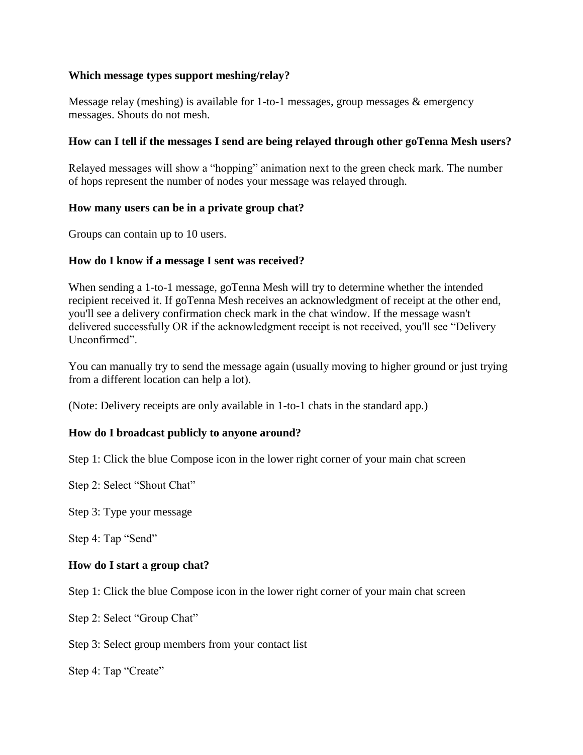**Which message types support meshing/relay?**

Message relay (meshing) is available for 1-to-1 messages, group messages & emergency messages. Shouts do not mesh.

**How can I tell if the messages I send are being relayed through other goTenna Mesh users?**

Relayed messages will show a “hopping” animation next to the green check mark. The number of hops represent the number of nodes your message was relayed through.

**How many users can be in a private group chat?**

Groups can contain up to 10 users.

**How do I know if a message I sent was received?**

When sending a 1-to-1 message, goTenna Mesh will try to determine whether the intended recipient received it. If goTenna Mesh receives an acknowledgment of receipt at the other end, you'll see a delivery confirmation check mark in the chat window. If the message wasn't delivered successfully OR if the acknowledgment receipt is not received, you'll see “Delivery Unconfirmed”.

You can manually try to send the message again (usually moving to higher ground or just trying from a different location can help a lot).

(Note: Delivery receipts are only available in 1-to-1 chats in the standard app.)

**How do I broadcast publicly to anyone around?**

Step 1: Click the blue Compose icon in the lower right corner of your main chat screen

Step 2: Select “Shout Chat”

Step 3: Type your message

Step 4: Tap “Send”

**How do I start a group chat?**

Step 1: Click the blue Compose icon in the lower right corner of your main chat screen

Step 2: Select “Group Chat”

Step 3: Select group members from your contact list

Step 4: Tap “Create”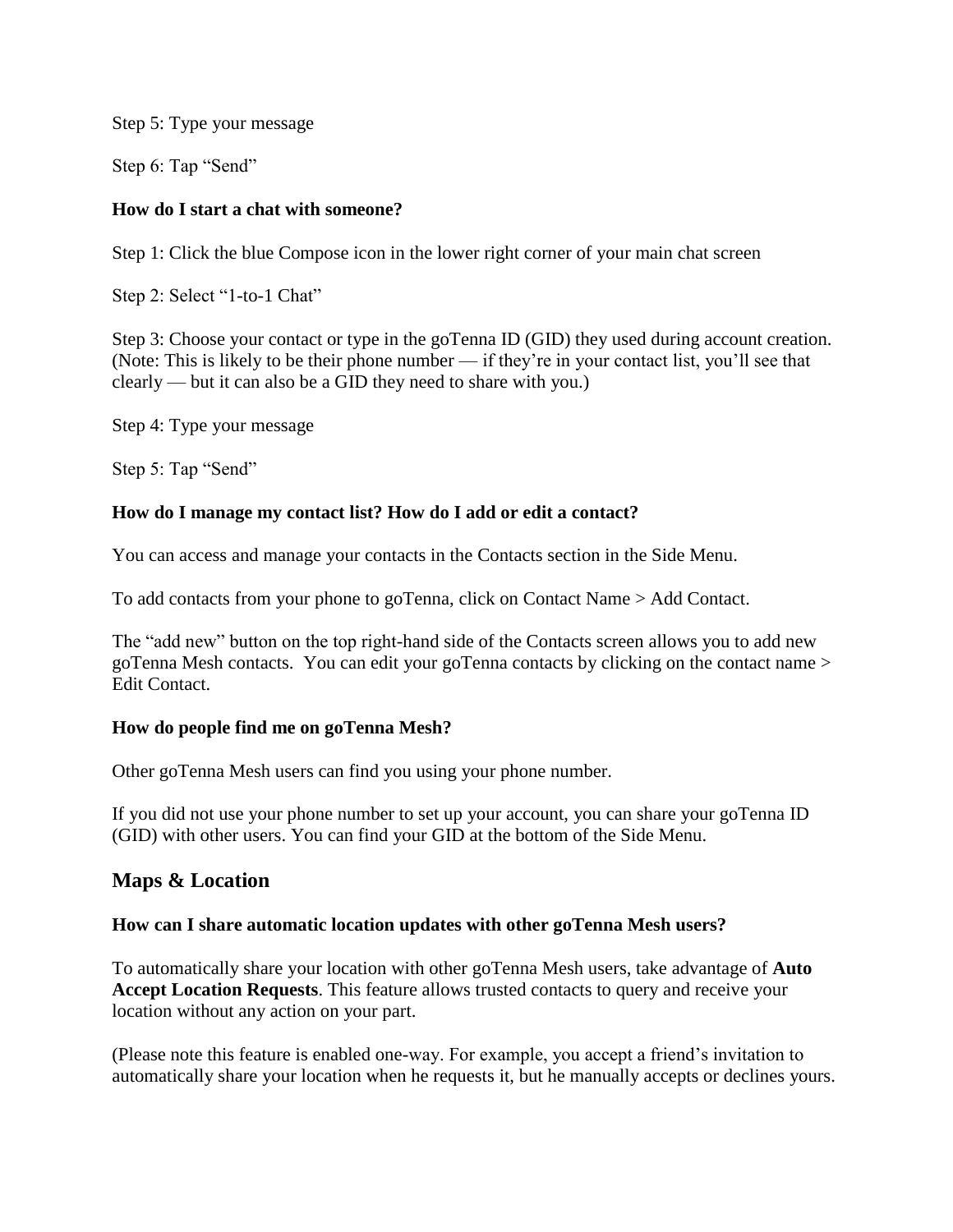Step 5: Type your message

Step 6: Tap "Send"

**How do I start a chat with someone?**

Step 1: Click the blue Compose icon in the lower right corner of your main chat screen

Step 2: Select "1-to-1 Chat"

Step 3: Choose your contact or type in the goTenna ID (GID) they used during account creation. (Note: This is likely to be their phone number — if they're in your contact list, you'll see that clearly — but it can also be a GID they need to share with you.)

Step 4: Type your message

Step 5: Tap "Send"

**How do I manage my contact list? How do I add or edit a contact?**

You can access and manage your contacts in the Contacts section in the Side Menu.

To add contacts from your phone to goTenna, click on Contact Name > Add Contact.

The "add new" button on the top right-hand side of the Contacts screen allows you to add new goTenna Mesh contacts. You can edit your goTenna contacts by clicking on the contact name > Edit Contact.

**How do people find me on goTenna Mesh?**

Other goTenna Mesh users can find you using your phone number.

If you did not use your phone number to set up your account, you can share your goTenna ID (GID) with other users. You can find your GID at the bottom of the Side Menu.

## Maps & Location

**How can I share automatic location updates with other goTenna Mesh users?**

To automatically share your location with other goTenna Mesh users, take advantage of **Auto Accept Location Requests**. This feature allows trusted contacts to query and receive your location without any action on your part.

(Please note this feature is enabled one-way. For example, you accept a friend's invitation to automatically share your location when he requests it, but he manually accepts or declines yours.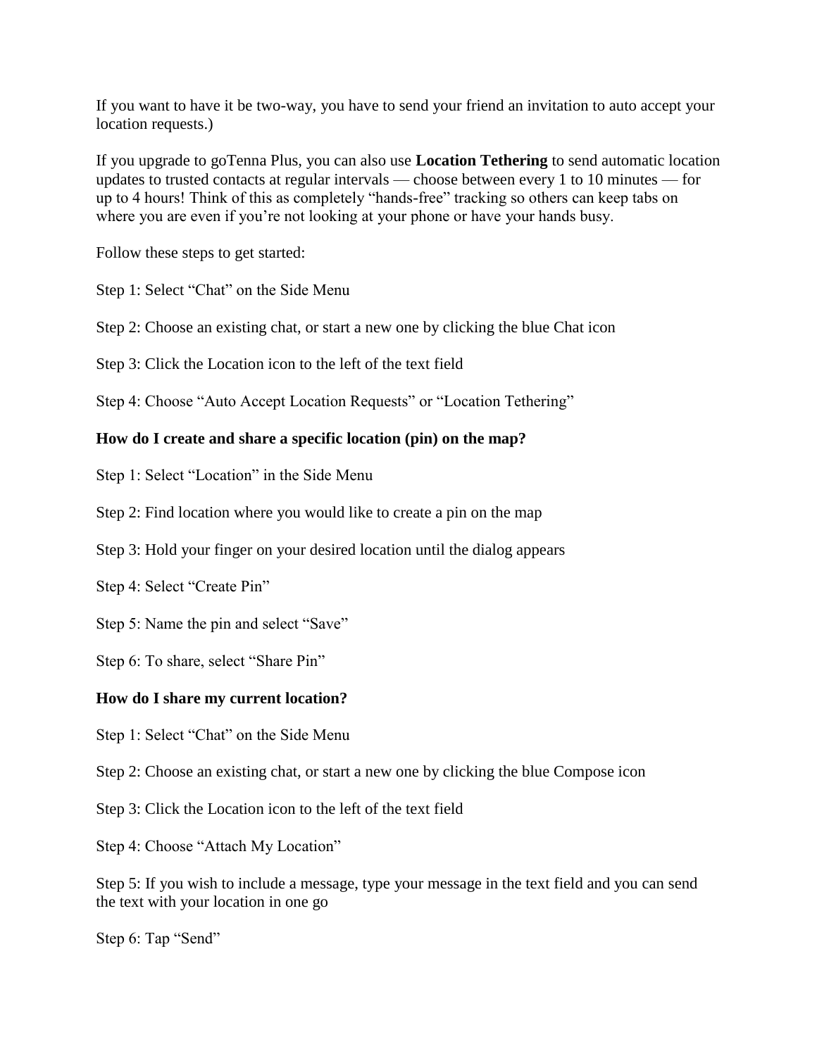If you want to have it be two-way, you have to send your friend an invitation to auto accept your location requests.)

If you upgrade to goTenna Plus, you can also use **Location Tethering** to send automatic location updates to trusted contacts at regular intervals — choose between every 1 to 10 minutes — for up to 4 hours! Think of this as completely "hands-free" tracking so others can keep tabs on where you are even if you're not looking at your phone or have your hands busy.

Follow these steps to get started:

Step 1: Select "Chat" on the Side Menu

Step 2: Choose an existing chat, or start a new one by clicking the blue Chat icon

Step 3: Click the Location icon to the left of the text field

Step 4: Choose "Auto Accept Location Requests" or "Location Tethering"

**How do I create and share a specific location (pin) on the map?**

Step 1: Select "Location" in the Side Menu

Step 2: Find location where you would like to create a pin on the map

Step 3: Hold your finger on your desired location until the dialog appears

Step 4: Select "Create Pin"

Step 5: Name the pin and select "Save"

Step 6: To share, select "Share Pin"

**How do I share my current location?**

Step 1: Select "Chat" on the Side Menu

Step 2: Choose an existing chat, or start a new one by clicking the blue Compose icon

Step 3: Click the Location icon to the left of the text field

Step 4: Choose "Attach My Location"

Step 5: If you wish to include a message, type your message in the text field and you can send the text with your location in one go

Step 6: Tap "Send"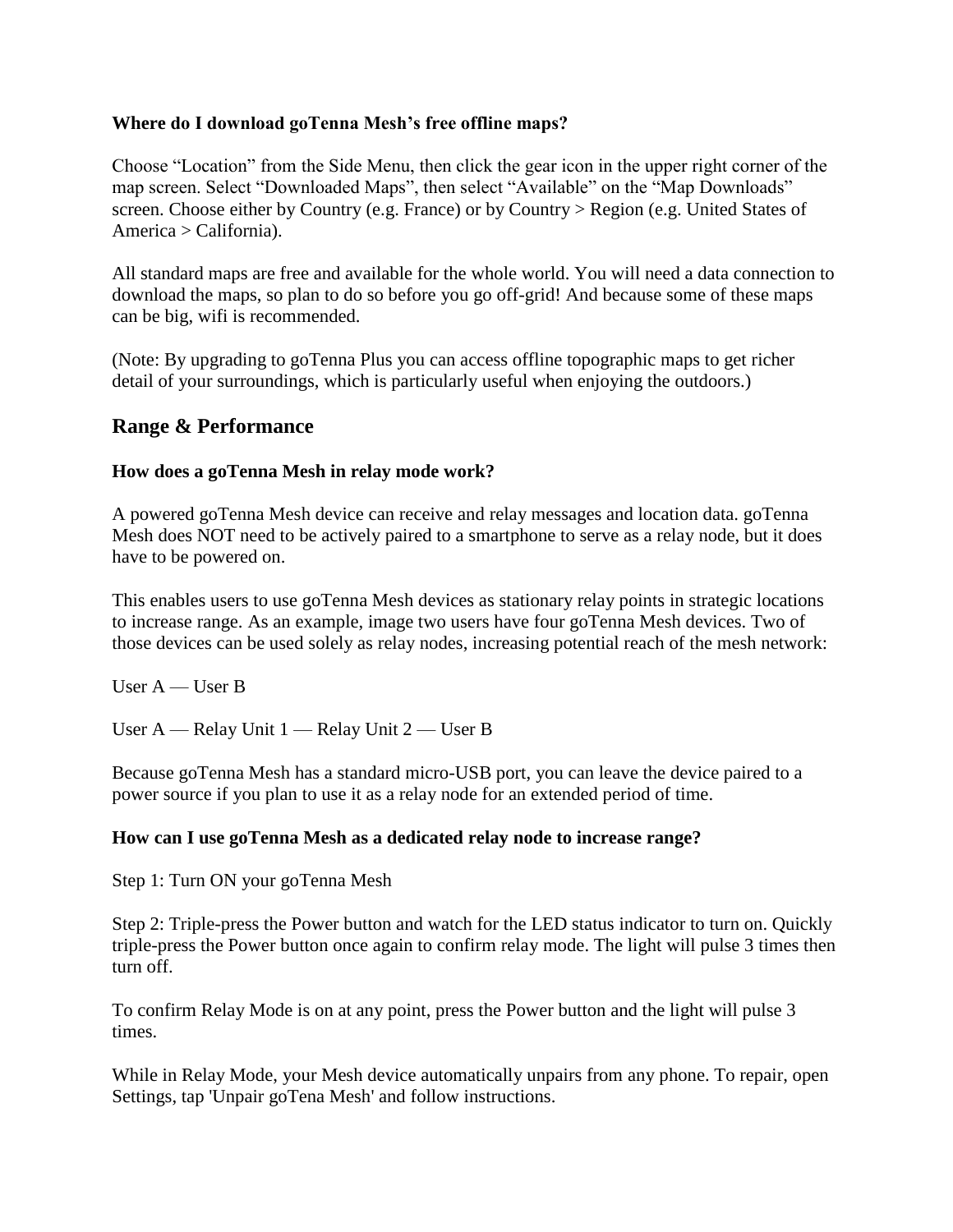**Where do I download goTenna Mesh's free offline maps?**

Choose "Location" from the Side Menu, then click the gear icon in the upper right corner of the map screen. Select "Downloaded Maps", then select "Available" on the "Map Downloads" screen. Choose either by Country (e.g. France) or by Country > Region (e.g. United States of America > California).

All standard maps are free and available for the whole world. You will need a data connection to download the maps, so plan to do so before you go off-grid! And because some of these maps can be big, wifi is recommended.

(Note: By upgrading to goTenna Plus you can access offline topographic maps to get richer detail of your surroundings, which is particularly useful when enjoying the outdoors.)

## Range & Performance

**How does a goTenna Mesh in relay mode work?**

A powered goTenna Mesh device can receive and relay messages and location data. goTenna Mesh does NOT need to be actively paired to a smartphone to serve as a relay node, but it does have to be powered on.

This enables users to use goTenna Mesh devices as stationary relay points in strategic locations to increase range. As an example, image two users have four goTenna Mesh devices. Two of those devices can be used solely as relay nodes, increasing potential reach of the mesh network:

User A — User B

User A — Relay Unit 1 — Relay Unit 2 — User B

Because goTenna Mesh has a standard micro-USB port, you can leave the device paired to a power source if you plan to use it as a relay node for an extended period of time.

**How can I use goTenna Mesh as a dedicated relay node to increase range?**

Step 1: Turn ON your goTenna Mesh

Step 2: Triple-press the Power button and watch for the LED status indicator to turn on. Quickly triple-press the Power button once again to confirm relay mode. The light will pulse 3 times then turn off.

To confirm Relay Mode is on at any point, press the Power button and the light will pulse 3 times.

While in Relay Mode, your Mesh device automatically unpairs from any phone. To repair, open Settings, tap 'Unpair goTena Mesh' and follow instructions.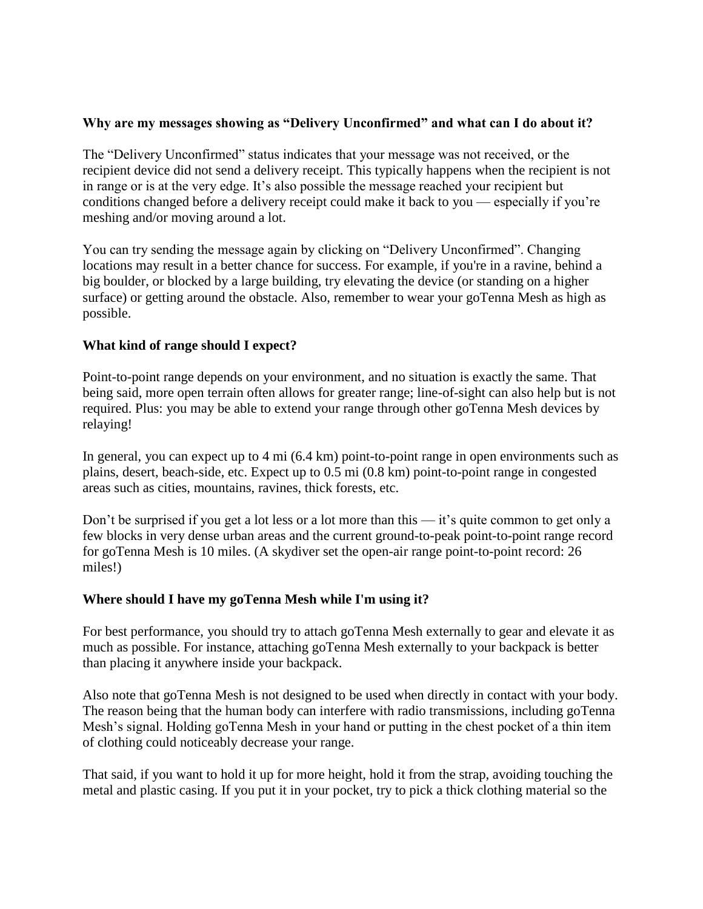**Why are my messages showing as "Delivery Unconfirmed" and what can I do about it?**

The "Delivery Unconfirmed" status indicates that your message was not received, or the recipient device did not send a delivery receipt. This typically happens when the recipient is not in range or is at the very edge. It's also possible the message reached your recipient but conditions changed before a delivery receipt could make it back to you — especially if you're meshing and/or moving around a lot.

You can try sending the message again by clicking on "Delivery Unconfirmed". Changing locations may result in a better chance for success. For example, if you're in a ravine, behind a big boulder, or blocked by a large building, try elevating the device (or standing on a higher surface) or getting around the obstacle. Also, remember to wear your goTenna Mesh as high as possible.

**What kind of range should I expect?**

Point-to-point range depends on your environment, and no situation is exactly the same. That being said, more open terrain often allows for greater range; line-of-sight can also help but is not required. Plus: you may be able to extend your range through other goTenna Mesh devices by relaying!

In general, you can expect up to 4 mi (6.4 km) point-to-point range in open environments such as plains, desert, beach-side, etc. Expect up to 0.5 mi (0.8 km) point-to-point range in congested areas such as cities, mountains, ravines, thick forests, etc.

Don't be surprised if you get a lot less or a lot more than this — it's quite common to get only a few blocks in very dense urban areas and the current ground-to-peak point-to-point range record for goTenna Mesh is 10 miles. (A skydiver set the open-air range point-to-point record: 26 miles!)

**Where should I have my goTenna Mesh while I'm using it?**

For best performance, you should try to attach goTenna Mesh externally to gear and elevate it as much as possible. For instance, attaching goTenna Mesh externally to your backpack is better than placing it anywhere inside your backpack.

Also note that goTenna Mesh is not designed to be used when directly in contact with your body. The reason being that the human body can interfere with radio transmissions, including goTenna Mesh's signal. Holding goTenna Mesh in your hand or putting in the chest pocket of a thin item of clothing could noticeably decrease your range.

That said, if you want to hold it up for more height, hold it from the strap, avoiding touching the metal and plastic casing. If you put it in your pocket, try to pick a thick clothing material so the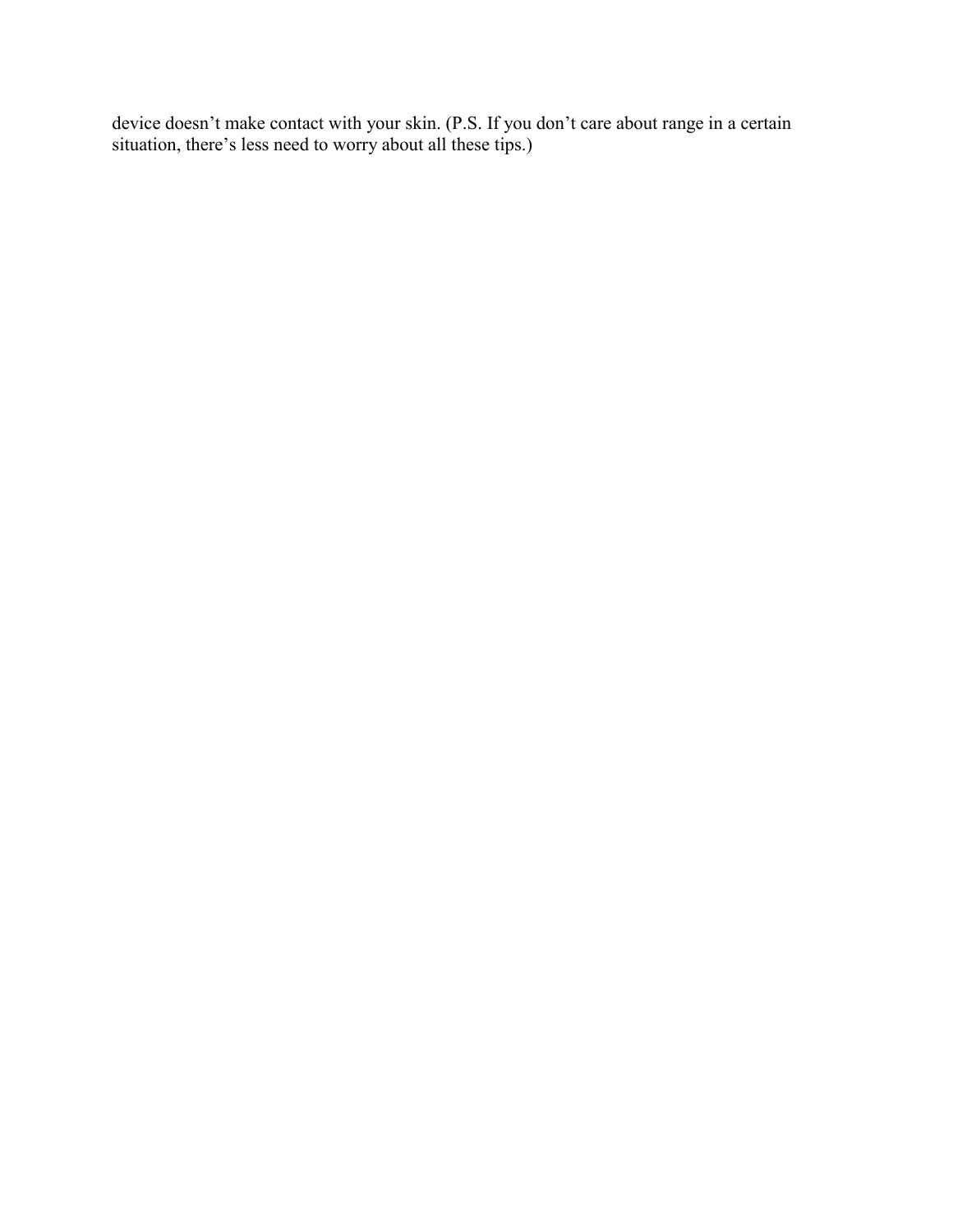device doesn’t make contact with your skin. (P.S. If you don’t care about range in a certain situation, there’s less need to worry about all these tips.)